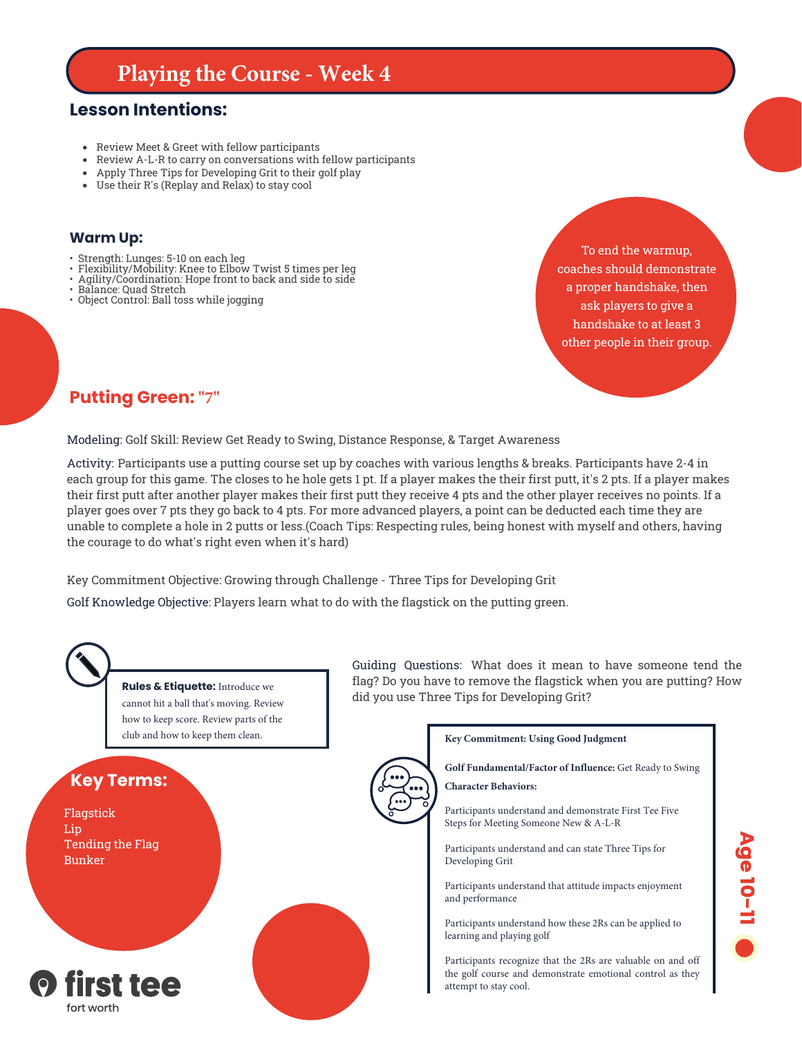# Playing the Course - Week 4

## Lesson Intentions:

- Review Meet & Greet with fellow participants
- Review A-L-R to carry on conversations with fellow participants
- Apply Three Tips for Developing Grit to their golf play
- Use their R's (Replay and Relax) to stay cool

### Warm Up:

- Strength: Lunges: 5-10 on each leg
- Flexibility/Mobility: Knee to Elbow Twist 5 times per leg
- Agility/Coordination: Hope front to back and side to side
- Balance: Quad Stretch
- Object Control: Ball toss while jogging

To end the warmup, coaches should demonstrate a proper handshake, then ask players to give a handshake to at least 3 other people in their group.

## Putting Green: "7"

Modeling: Golf Skill: Review Get Ready to Swing, Distance Response, & Target Awareness

Activity: Participants use a putting course set up by coaches with various lengths & breaks. Participants have 2-4 in each group for this game. The closes to he hole gets 1 pt. If a player makes the their first putt, it's 2 pts. If a player makes their first putt after another player makes their first putt they receive 4 pts and the other player receives no points. If a player goes over 7 pts they go back to 4 pts. For more advanced players, a point can be deducted each time they are unable to complete a hole in 2 putts or less.(Coach Tips: Respecting rules, being honest with myself and others, having the courage to do what's right even when it's hard)

Key Commitment Objective: Growing through Challenge - Three Tips for Developing Grit

Golf Knowledge Objective: Players learn what to do with the flagstick on the putting green.

**Rules & Etiquette:** Introduce we cannot hit a ball that's moving. Review how to keep score. Review parts of the club and how to keep them clean.

Guiding Questions: What does it mean to have someone tend the flag? Do you have to remove the flagstick when you are putting? How did you use Three Tips for Developing Grit?

## Key Terms:

Flagstick
Lip
Tending the Flag
Bunker

**Key Commitment: Using Good Judgment**

**Golf Fundamental/Factor of Influence:** Get Ready to Swing

**Character Behaviors:**

Participants understand and demonstrate First Tee Five Steps for Meeting Someone New & A-L-R

Participants understand and can state Three Tips for Developing Grit

Participants understand that attitude impacts enjoyment and performance

Participants understand how these 2Rs can be applied to learning and playing golf

Participants recognize that the 2Rs are valuable on and off the golf course and demonstrate emotional control as they attempt to stay cool.

Age 10-11

first tee fort worth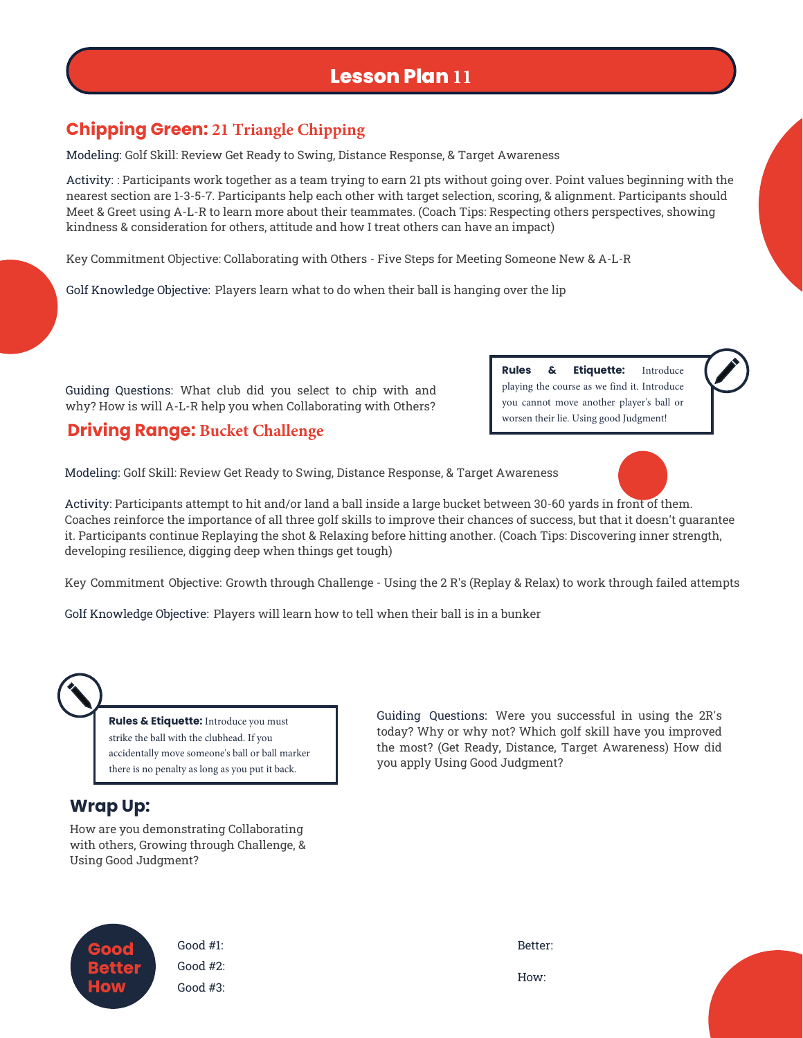# Lesson Plan 11

## Chipping Green: 21 Triangle Chipping

Modeling: Golf Skill: Review Get Ready to Swing, Distance Response, & Target Awareness

Activity: : Participants work together as a team trying to earn 21 pts without going over. Point values beginning with the nearest section are 1-3-5-7. Participants help each other with target selection, scoring, & alignment. Participants should Meet & Greet using A-L-R to learn more about their teammates. (Coach Tips: Respecting others perspectives, showing kindness & consideration for others, attitude and how I treat others can have an impact)

Key Commitment Objective: Collaborating with Others - Five Steps for Meeting Someone New & A-L-R

Golf Knowledge Objective: Players learn what to do when their ball is hanging over the lip

Guiding Questions: What club did you select to chip with and why? How is will A-L-R help you when Collaborating with Others?

**Rules & Etiquette:** Introduce playing the course as we find it. Introduce you cannot move another player's ball or worsen their lie. Using good Judgment!

## Driving Range: Bucket Challenge

Modeling: Golf Skill: Review Get Ready to Swing, Distance Response, & Target Awareness

Activity: Participants attempt to hit and/or land a ball inside a large bucket between 30-60 yards in front of them. Coaches reinforce the importance of all three golf skills to improve their chances of success, but that it doesn't guarantee it. Participants continue Replaying the shot & Relaxing before hitting another. (Coach Tips: Discovering inner strength, developing resilience, digging deep when things get tough)

Key Commitment Objective: Growth through Challenge - Using the 2 R's (Replay & Relax) to work through failed attempts

Golf Knowledge Objective: Players will learn how to tell when their ball is in a bunker

**Rules & Etiquette:** Introduce you must strike the ball with the clubhead. If you accidentally move someone's ball or ball marker there is no penalty as long as you put it back.

Guiding Questions: Were you successful in using the 2R's today? Why or why not? Which golf skill have you improved the most? (Get Ready, Distance, Target Awareness) How did you apply Using Good Judgment?

## Wrap Up:

How are you demonstrating Collaborating with others, Growing through Challenge, & Using Good Judgment?

**Good Better How**

Good #1:

Good #2:

Good #3:

Better:

How: